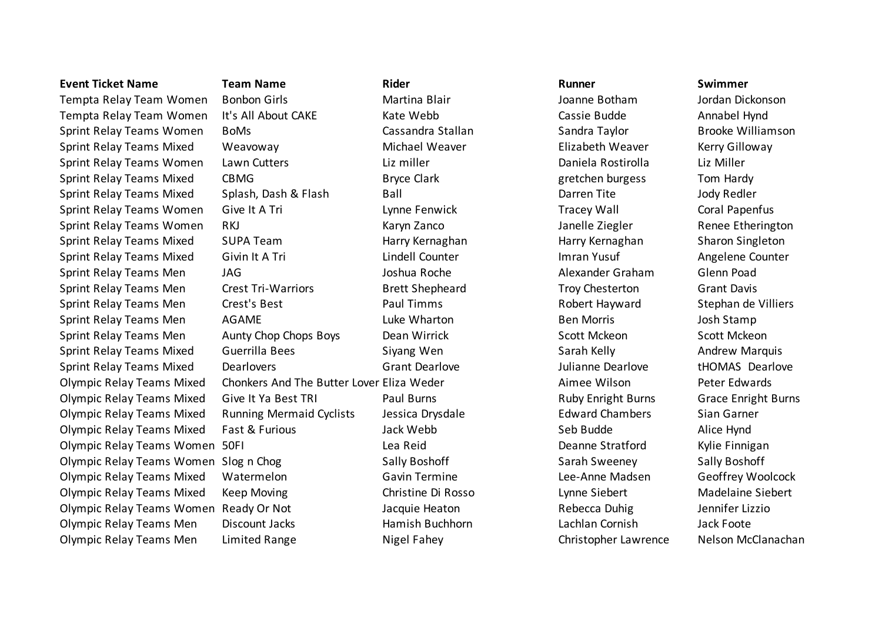| Event Ticket Name | Team Name | Rider | Runner | Swimmer |
| --- | --- | --- | --- | --- |
| Tempta Relay Team Women | Bonbon Girls | Martina Blair | Joanne Botham | Jordan Dickonson |
| Tempta Relay Team Women | It's All About CAKE | Kate Webb | Cassie Budde | Annabel Hynd |
| Sprint Relay Teams Women | BoMs | Cassandra Stallan | Sandra Taylor | Brooke Williamson |
| Sprint Relay Teams Mixed | Weavoway | Michael Weaver | Elizabeth Weaver | Kerry Gilloway |
| Sprint Relay Teams Women | Lawn Cutters | Liz miller | Daniela Rostirolla | Liz Miller |
| Sprint Relay Teams Mixed | CBMG | Bryce Clark | gretchen burgess | Tom Hardy |
| Sprint Relay Teams Mixed | Splash, Dash & Flash | Ball | Darren Tite | Jody Redler |
| Sprint Relay Teams Women | Give It A Tri | Lynne Fenwick | Tracey Wall | Coral Papenfus |
| Sprint Relay Teams Women | RKJ | Karyn Zanco | Janelle Ziegler | Renee Etherington |
| Sprint Relay Teams Mixed | SUPA Team | Harry Kernaghan | Harry Kernaghan | Sharon Singleton |
| Sprint Relay Teams Mixed | Givin It A Tri | Lindell Counter | Imran Yusuf | Angelene Counter |
| Sprint Relay Teams Men | JAG | Joshua Roche | Alexander Graham | Glenn Poad |
| Sprint Relay Teams Men | Crest Tri-Warriors | Brett Shepheard | Troy Chesterton | Grant Davis |
| Sprint Relay Teams Men | Crest's Best | Paul Timms | Robert Hayward | Stephan de Villiers |
| Sprint Relay Teams Men | AGAME | Luke Wharton | Ben Morris | Josh Stamp |
| Sprint Relay Teams Men | Aunty Chop Chops Boys | Dean Wirrick | Scott Mckeon | Scott Mckeon |
| Sprint Relay Teams Mixed | Guerrilla Bees | Siyang Wen | Sarah Kelly | Andrew Marquis |
| Sprint Relay Teams Mixed | Dearlovers | Grant Dearlove | Julianne Dearlove | tHOMAS Dearlove |
| Olympic Relay Teams Mixed | Chonkers And The Butter Lover | Eliza Weder | Aimee Wilson | Peter Edwards |
| Olympic Relay Teams Mixed | Give It Ya Best TRI | Paul Burns | Ruby Enright Burns | Grace Enright Burns |
| Olympic Relay Teams Mixed | Running Mermaid Cyclists | Jessica Drysdale | Edward Chambers | Sian Garner |
| Olympic Relay Teams Mixed | Fast & Furious | Jack Webb | Seb Budde | Alice Hynd |
| Olympic Relay Teams Women | 50FI | Lea Reid | Deanne Stratford | Kylie Finnigan |
| Olympic Relay Teams Women | Slog n Chog | Sally Boshoff | Sarah Sweeney | Sally Boshoff |
| Olympic Relay Teams Mixed | Watermelon | Gavin Termine | Lee-Anne Madsen | Geoffrey Woolcock |
| Olympic Relay Teams Mixed | Keep Moving | Christine Di Rosso | Lynne Siebert | Madelaine Siebert |
| Olympic Relay Teams Women | Ready Or Not | Jacquie Heaton | Rebecca Duhig | Jennifer Lizzio |
| Olympic Relay Teams Men | Discount Jacks | Hamish Buchhorn | Lachlan Cornish | Jack Foote |
| Olympic Relay Teams Men | Limited Range | Nigel Fahey | Christopher Lawrence | Nelson McClanachan |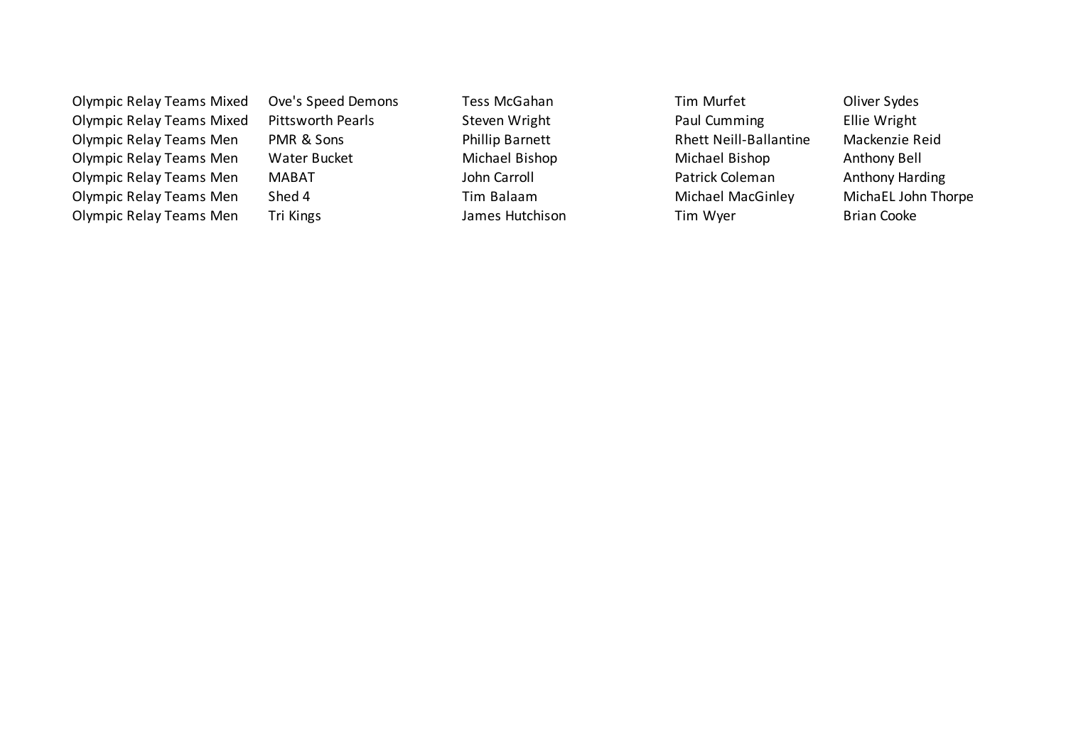| | | | | |
|---|---|---|---|---|
| Olympic Relay Teams Mixed | Ove's Speed Demons | Tess McGahan | Tim Murfet | Oliver Sydes |
| Olympic Relay Teams Mixed | Pittsworth Pearls | Steven Wright | Paul Cumming | Ellie Wright |
| Olympic Relay Teams Men | PMR & Sons | Phillip Barnett | Rhett Neill-Ballantine | Mackenzie Reid |
| Olympic Relay Teams Men | Water Bucket | Michael Bishop | Michael Bishop | Anthony Bell |
| Olympic Relay Teams Men | MABAT | John Carroll | Patrick Coleman | Anthony Harding |
| Olympic Relay Teams Men | Shed 4 | Tim Balaam | Michael MacGinley | MichaEL John Thorpe |
| Olympic Relay Teams Men | Tri Kings | James Hutchison | Tim Wyer | Brian Cooke |